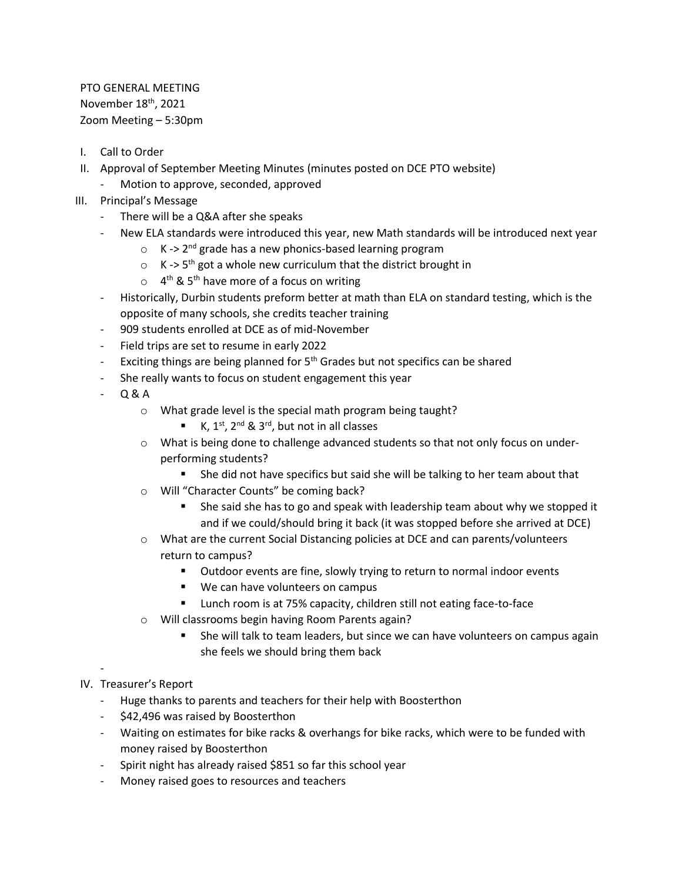PTO GENERAL MEETING

November 18th, 2021

Zoom Meeting – 5:30pm

I. Call to Order
II. Approval of September Meeting Minutes (minutes posted on DCE PTO website)
    - Motion to approve, seconded, approved
III. Principal's Message
    - There will be a Q&A after she speaks
    - New ELA standards were introduced this year, new Math standards will be introduced next year
        - K -> 2nd grade has a new phonics-based learning program
        - K -> 5th got a whole new curriculum that the district brought in
        - 4th & 5th have more of a focus on writing
    - Historically, Durbin students preform better at math than ELA on standard testing, which is the opposite of many schools, she credits teacher training
    - 909 students enrolled at DCE as of mid-November
    - Field trips are set to resume in early 2022
    - Exciting things are being planned for 5th Grades but not specifics can be shared
    - She really wants to focus on student engagement this year
    - Q & A
        - What grade level is the special math program being taught?
            - K, 1st, 2nd & 3rd, but not in all classes
        - What is being done to challenge advanced students so that not only focus on under-performing students?
            - She did not have specifics but said she will be talking to her team about that
        - Will "Character Counts" be coming back?
            - She said she has to go and speak with leadership team about why we stopped it and if we could/should bring it back (it was stopped before she arrived at DCE)
        - What are the current Social Distancing policies at DCE and can parents/volunteers return to campus?
            - Outdoor events are fine, slowly trying to return to normal indoor events
            - We can have volunteers on campus
            - Lunch room is at 75% capacity, children still not eating face-to-face
        - Will classrooms begin having Room Parents again?
            - She will talk to team leaders, but since we can have volunteers on campus again she feels we should bring them back
    -
IV. Treasurer's Report
    - Huge thanks to parents and teachers for their help with Boosterthon
    - $42,496 was raised by Boosterthon
    - Waiting on estimates for bike racks & overhangs for bike racks, which were to be funded with money raised by Boosterthon
    - Spirit night has already raised $851 so far this school year
    - Money raised goes to resources and teachers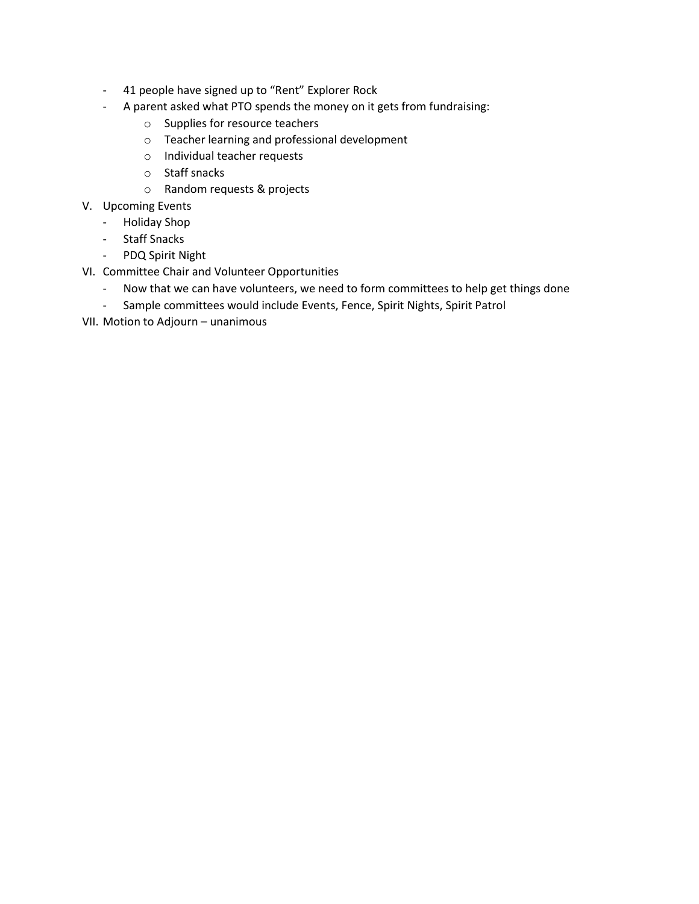- 41 people have signed up to "Rent" Explorer Rock
- A parent asked what PTO spends the money on it gets from fundraising:
  - Supplies for resource teachers
  - Teacher learning and professional development
  - Individual teacher requests
  - Staff snacks
  - Random requests & projects

V. Upcoming Events
- Holiday Shop
- Staff Snacks
- PDQ Spirit Night

VI. Committee Chair and Volunteer Opportunities
- Now that we can have volunteers, we need to form committees to help get things done
- Sample committees would include Events, Fence, Spirit Nights, Spirit Patrol

VII. Motion to Adjourn – unanimous